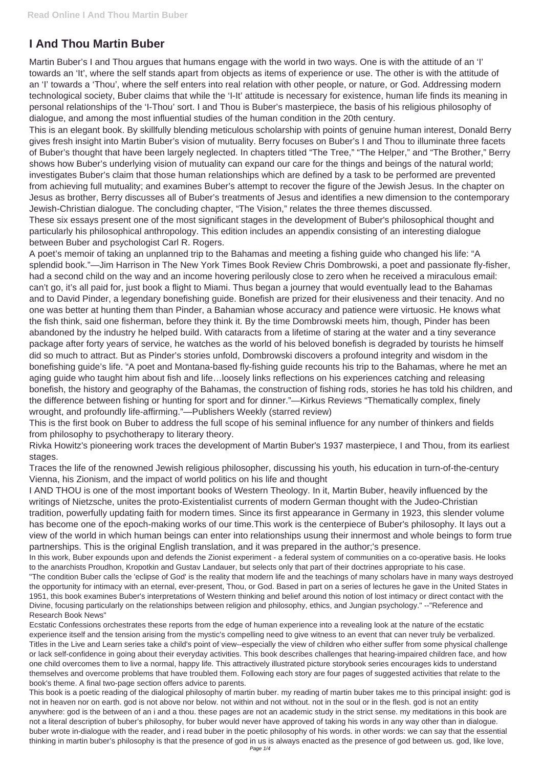# I And Thou Martin Buber

Martin Buber's I and Thou argues that humans engage with the world in two ways. One is with the attitude of an 'I' towards an 'It', where the self stands apart from objects as items of experience or use. The other is with the attitude of an 'I' towards a 'Thou', where the self enters into real relation with other people, or nature, or God. Addressing modern technological society, Buber claims that while the 'I-It' attitude is necessary for existence, human life finds its meaning in personal relationships of the 'I-Thou' sort. I and Thou is Buber's masterpiece, the basis of his religious philosophy of dialogue, and among the most influential studies of the human condition in the 20th century.

This is an elegant book. By skillfully blending meticulous scholarship with points of genuine human interest, Donald Berry gives fresh insight into Martin Buber's vision of mutuality. Berry focuses on Buber's I and Thou to illuminate three facets of Buber's thought that have been largely neglected. In chapters titled "The Tree," "The Helper," and "The Brother," Berry shows how Buber's underlying vision of mutuality can expand our care for the things and beings of the natural world; investigates Buber's claim that those human relationships which are defined by a task to be performed are prevented from achieving full mutuality; and examines Buber's attempt to recover the figure of the Jewish Jesus. In the chapter on Jesus as brother, Berry discusses all of Buber's treatments of Jesus and identifies a new dimension to the contemporary Jewish-Christian dialogue. The concluding chapter, "The Vision," relates the three themes discussed.

These six essays present one of the most significant stages in the development of Buber's philosophical thought and particularly his philosophical anthropology. This edition includes an appendix consisting of an interesting dialogue between Buber and psychologist Carl R. Rogers.

A poet's memoir of taking an unplanned trip to the Bahamas and meeting a fishing guide who changed his life: "A splendid book."—Jim Harrison in The New York Times Book Review Chris Dombrowski, a poet and passionate fly-fisher, had a second child on the way and an income hovering perilously close to zero when he received a miraculous email: can't go, it's all paid for, just book a flight to Miami. Thus began a journey that would eventually lead to the Bahamas and to David Pinder, a legendary bonefishing guide. Bonefish are prized for their elusiveness and their tenacity. And no one was better at hunting them than Pinder, a Bahamian whose accuracy and patience were virtuosic. He knows what the fish think, said one fisherman, before they think it. By the time Dombrowski meets him, though, Pinder has been abandoned by the industry he helped build. With cataracts from a lifetime of staring at the water and a tiny severance package after forty years of service, he watches as the world of his beloved bonefish is degraded by tourists he himself did so much to attract. But as Pinder's stories unfold, Dombrowski discovers a profound integrity and wisdom in the bonefishing guide's life. "A poet and Montana-based fly-fishing guide recounts his trip to the Bahamas, where he met an aging guide who taught him about fish and life…loosely links reflections on his experiences catching and releasing bonefish, the history and geography of the Bahamas, the construction of fishing rods, stories he has told his children, and the difference between fishing or hunting for sport and for dinner."—Kirkus Reviews "Thematically complex, finely wrought, and profoundly life-affirming."—Publishers Weekly (starred review)

This is the first book on Buber to address the full scope of his seminal influence for any number of thinkers and fields from philosophy to psychotherapy to literary theory.

Rivka Howitz's pioneering work traces the development of Martin Buber's 1937 masterpiece, I and Thou, from its earliest stages.

Traces the life of the renowned Jewish religious philosopher, discussing his youth, his education in turn-of-the-century Vienna, his Zionism, and the impact of world politics on his life and thought

I AND THOU is one of the most important books of Western Theology. In it, Martin Buber, heavily influenced by the writings of Nietzsche, unites the proto-Existentialist currents of modern German thought with the Judeo-Christian tradition, powerfully updating faith for modern times. Since its first appearance in Germany in 1923, this slender volume has become one of the epoch-making works of our time.This work is the centerpiece of Buber's philosophy. It lays out a view of the world in which human beings can enter into relationships usung their innermost and whole beings to form true partnerships. This is the original English translation, and it was prepared in the author;'s presence.

In this work, Buber expounds upon and defends the Zionist experiment - a federal system of communities on a co-operative basis. He looks to the anarchists Proudhon, Kropotkin and Gustav Landauer, but selects only that part of their doctrines appropriate to his case.

"The condition Buber calls the 'eclipse of God' is the reality that modern life and the teachings of many scholars have in many ways destroyed the opportunity for intimacy with an eternal, ever-present, Thou, or God. Based in part on a series of lectures he gave in the United States in 1951, this book examines Buber's interpretations of Western thinking and belief around this notion of lost intimacy or direct contact with the Divine, focusing particularly on the relationships between religion and philosophy, ethics, and Jungian psychology." --"Reference and Research Book News"

Ecstatic Confessions orchestrates these reports from the edge of human experience into a revealing look at the nature of the ecstatic experience itself and the tension arising from the mystic's compelling need to give witness to an event that can never truly be verbalized.

Titles in the Live and Learn series take a child's point of view--especially the view of children who either suffer from some physical challenge or lack self-confidence in going about their everyday activities. This book describes challenges that hearing-impaired children face, and how one child overcomes them to live a normal, happy life. This attractively illustrated picture storybook series encourages kids to understand themselves and overcome problems that have troubled them. Following each story are four pages of suggested activities that relate to the book's theme. A final two-page section offers advice to parents.

This book is a poetic reading of the dialogical philosophy of martin buber. my reading of martin buber takes me to this principal insight: god is not in heaven nor on earth. god is not above nor below. not within and not without. not in the soul or in the flesh. god is not an entity anywhere: god is the between of an i and a thou. these pages are not an academic study in the strict sense. my meditations in this book are not a literal description of buber's philosophy, for buber would never have approved of taking his words in any way other than in dialogue. buber wrote in-dialogue with the reader, and i read buber in the poetic philosophy of his words. in other words: we can say that the essential thinking in martin buber's philosophy is that the presence of god in us is always enacted as the presence of god between us. god, like love,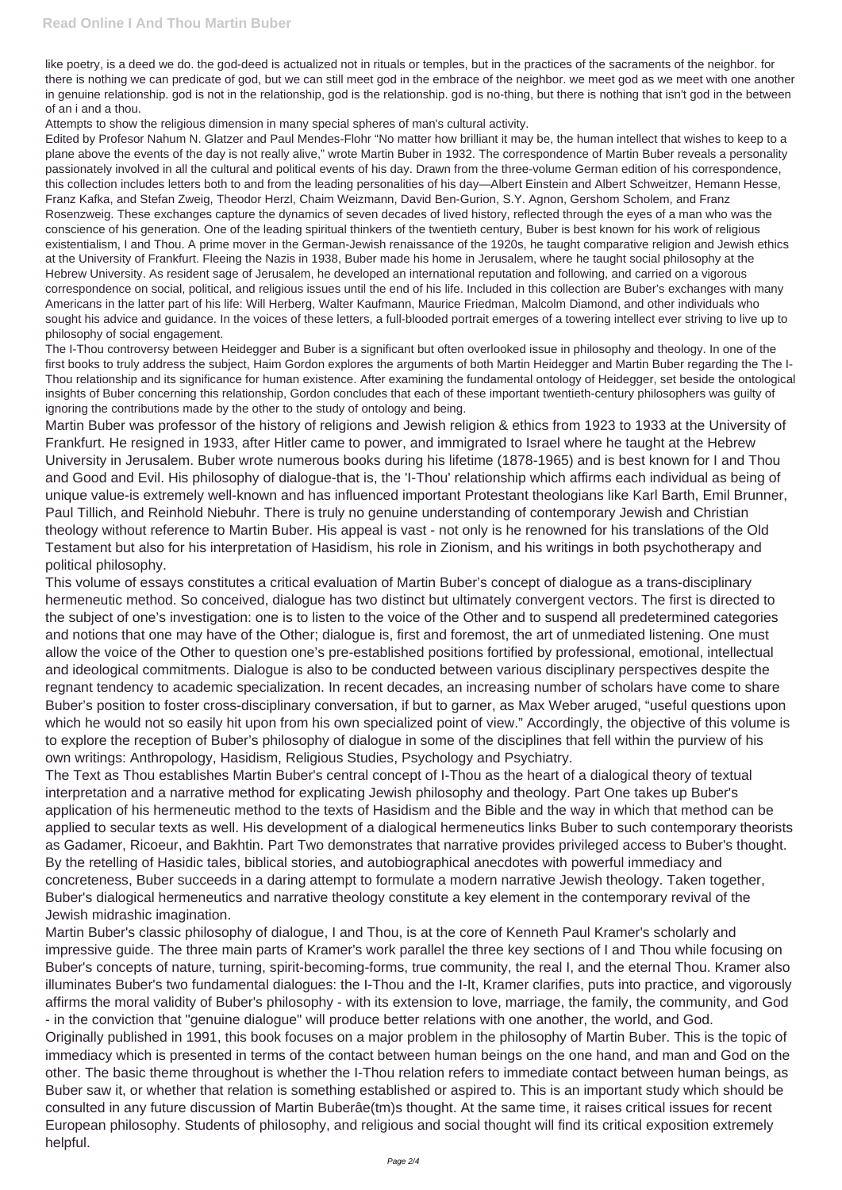like poetry, is a deed we do. the god-deed is actualized not in rituals or temples, but in the practices of the sacraments of the neighbor. for there is nothing we can predicate of god, but we can still meet god in the embrace of the neighbor. we meet god as we meet with one another in genuine relationship. god is not in the relationship, god is the relationship. god is no-thing, but there is nothing that isn't god in the between of an i and a thou.

Attempts to show the religious dimension in many special spheres of man's cultural activity.

Edited by Profesor Nahum N. Glatzer and Paul Mendes-Flohr "No matter how brilliant it may be, the human intellect that wishes to keep to a plane above the events of the day is not really alive," wrote Martin Buber in 1932. The correspondence of Martin Buber reveals a personality passionately involved in all the cultural and political events of his day. Drawn from the three-volume German edition of his correspondence, this collection includes letters both to and from the leading personalities of his day—Albert Einstein and Albert Schweitzer, Hemann Hesse, Franz Kafka, and Stefan Zweig, Theodor Herzl, Chaim Weizmann, David Ben-Gurion, S.Y. Agnon, Gershom Scholem, and Franz Rosenzweig. These exchanges capture the dynamics of seven decades of lived history, reflected through the eyes of a man who was the conscience of his generation. One of the leading spiritual thinkers of the twentieth century, Buber is best known for his work of religious existentialism, I and Thou. A prime mover in the German-Jewish renaissance of the 1920s, he taught comparative religion and Jewish ethics at the University of Frankfurt. Fleeing the Nazis in 1938, Buber made his home in Jerusalem, where he taught social philosophy at the Hebrew University. As resident sage of Jerusalem, he developed an international reputation and following, and carried on a vigorous correspondence on social, political, and religious issues until the end of his life. Included in this collection are Buber's exchanges with many Americans in the latter part of his life: Will Herberg, Walter Kaufmann, Maurice Friedman, Malcolm Diamond, and other individuals who sought his advice and guidance. In the voices of these letters, a full-blooded portrait emerges of a towering intellect ever striving to live up to philosophy of social engagement.

The I-Thou controversy between Heidegger and Buber is a significant but often overlooked issue in philosophy and theology. In one of the first books to truly address the subject, Haim Gordon explores the arguments of both Martin Heidegger and Martin Buber regarding the The I-Thou relationship and its significance for human existence. After examining the fundamental ontology of Heidegger, set beside the ontological insights of Buber concerning this relationship, Gordon concludes that each of these important twentieth-century philosophers was guilty of ignoring the contributions made by the other to the study of ontology and being.

Martin Buber was professor of the history of religions and Jewish religion & ethics from 1923 to 1933 at the University of Frankfurt. He resigned in 1933, after Hitler came to power, and immigrated to Israel where he taught at the Hebrew University in Jerusalem. Buber wrote numerous books during his lifetime (1878-1965) and is best known for I and Thou and Good and Evil. His philosophy of dialogue-that is, the 'I-Thou' relationship which affirms each individual as being of unique value-is extremely well-known and has influenced important Protestant theologians like Karl Barth, Emil Brunner, Paul Tillich, and Reinhold Niebuhr. There is truly no genuine understanding of contemporary Jewish and Christian theology without reference to Martin Buber. His appeal is vast - not only is he renowned for his translations of the Old Testament but also for his interpretation of Hasidism, his role in Zionism, and his writings in both psychotherapy and political philosophy.

This volume of essays constitutes a critical evaluation of Martin Buber's concept of dialogue as a trans-disciplinary hermeneutic method. So conceived, dialogue has two distinct but ultimately convergent vectors. The first is directed to the subject of one's investigation: one is to listen to the voice of the Other and to suspend all predetermined categories and notions that one may have of the Other; dialogue is, first and foremost, the art of unmediated listening. One must allow the voice of the Other to question one's pre-established positions fortified by professional, emotional, intellectual and ideological commitments. Dialogue is also to be conducted between various disciplinary perspectives despite the regnant tendency to academic specialization. In recent decades, an increasing number of scholars have come to share Buber's position to foster cross-disciplinary conversation, if but to garner, as Max Weber aruged, "useful questions upon which he would not so easily hit upon from his own specialized point of view." Accordingly, the objective of this volume is to explore the reception of Buber's philosophy of dialogue in some of the disciplines that fell within the purview of his own writings: Anthropology, Hasidism, Religious Studies, Psychology and Psychiatry.

The Text as Thou establishes Martin Buber's central concept of I-Thou as the heart of a dialogical theory of textual interpretation and a narrative method for explicating Jewish philosophy and theology. Part One takes up Buber's application of his hermeneutic method to the texts of Hasidism and the Bible and the way in which that method can be applied to secular texts as well. His development of a dialogical hermeneutics links Buber to such contemporary theorists as Gadamer, Ricoeur, and Bakhtin. Part Two demonstrates that narrative provides privileged access to Buber's thought. By the retelling of Hasidic tales, biblical stories, and autobiographical anecdotes with powerful immediacy and concreteness, Buber succeeds in a daring attempt to formulate a modern narrative Jewish theology. Taken together, Buber's dialogical hermeneutics and narrative theology constitute a key element in the contemporary revival of the Jewish midrashic imagination.

Martin Buber's classic philosophy of dialogue, I and Thou, is at the core of Kenneth Paul Kramer's scholarly and impressive guide. The three main parts of Kramer's work parallel the three key sections of I and Thou while focusing on Buber's concepts of nature, turning, spirit-becoming-forms, true community, the real I, and the eternal Thou. Kramer also illuminates Buber's two fundamental dialogues: the I-Thou and the I-It, Kramer clarifies, puts into practice, and vigorously affirms the moral validity of Buber's philosophy - with its extension to love, marriage, the family, the community, and God - in the conviction that "genuine dialogue" will produce better relations with one another, the world, and God.

Originally published in 1991, this book focuses on a major problem in the philosophy of Martin Buber. This is the topic of immediacy which is presented in terms of the contact between human beings on the one hand, and man and God on the other. The basic theme throughout is whether the I-Thou relation refers to immediate contact between human beings, as Buber saw it, or whether that relation is something established or aspired to. This is an important study which should be consulted in any future discussion of Martin Buberâe(tm)s thought. At the same time, it raises critical issues for recent European philosophy. Students of philosophy, and religious and social thought will find its critical exposition extremely helpful.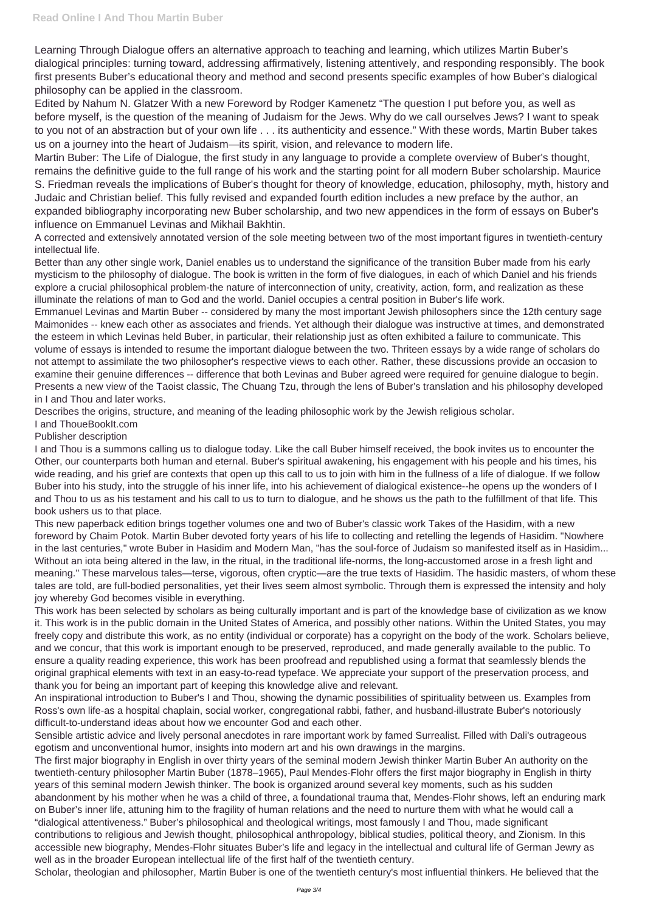Learning Through Dialogue offers an alternative approach to teaching and learning, which utilizes Martin Buber's dialogical principles: turning toward, addressing affirmatively, listening attentively, and responding responsibly. The book first presents Buber's educational theory and method and second presents specific examples of how Buber's dialogical philosophy can be applied in the classroom.

Edited by Nahum N. Glatzer With a new Foreword by Rodger Kamenetz "The question I put before you, as well as before myself, is the question of the meaning of Judaism for the Jews. Why do we call ourselves Jews? I want to speak to you not of an abstraction but of your own life . . . its authenticity and essence." With these words, Martin Buber takes us on a journey into the heart of Judaism—its spirit, vision, and relevance to modern life.

Martin Buber: The Life of Dialogue, the first study in any language to provide a complete overview of Buber's thought, remains the definitive guide to the full range of his work and the starting point for all modern Buber scholarship. Maurice S. Friedman reveals the implications of Buber's thought for theory of knowledge, education, philosophy, myth, history and Judaic and Christian belief. This fully revised and expanded fourth edition includes a new preface by the author, an expanded bibliography incorporating new Buber scholarship, and two new appendices in the form of essays on Buber's influence on Emmanuel Levinas and Mikhail Bakhtin.

A corrected and extensively annotated version of the sole meeting between two of the most important figures in twentieth-century intellectual life.

Better than any other single work, Daniel enables us to understand the significance of the transition Buber made from his early mysticism to the philosophy of dialogue. The book is written in the form of five dialogues, in each of which Daniel and his friends explore a crucial philosophical problem-the nature of interconnection of unity, creativity, action, form, and realization as these illuminate the relations of man to God and the world. Daniel occupies a central position in Buber's life work.

Emmanuel Levinas and Martin Buber -- considered by many the most important Jewish philosophers since the 12th century sage Maimonides -- knew each other as associates and friends. Yet although their dialogue was instructive at times, and demonstrated the esteem in which Levinas held Buber, in particular, their relationship just as often exhibited a failure to communicate. This volume of essays is intended to resume the important dialogue between the two. Thirteen essays by a wide range of scholars do not attempt to assimilate the two philosopher's respective views to each other. Rather, these discussions provide an occasion to examine their genuine differences -- difference that both Levinas and Buber agreed were required for genuine dialogue to begin.

Presents a new view of the Taoist classic, The Chuang Tzu, through the lens of Buber's translation and his philosophy developed in I and Thou and later works.

Describes the origins, structure, and meaning of the leading philosophic work by the Jewish religious scholar.

I and ThoueBookIt.com

Publisher description

I and Thou is a summons calling us to dialogue today. Like the call Buber himself received, the book invites us to encounter the Other, our counterparts both human and eternal. Buber's spiritual awakening, his engagement with his people and his times, his wide reading, and his grief are contexts that open up this call to us to join with him in the fullness of a life of dialogue. If we follow Buber into his study, into the struggle of his inner life, into his achievement of dialogical existence--he opens up the wonders of I and Thou to us as his testament and his call to us to turn to dialogue, and he shows us the path to the fulfillment of that life. This book ushers us to that place.

This new paperback edition brings together volumes one and two of Buber's classic work Takes of the Hasidim, with a new foreword by Chaim Potok. Martin Buber devoted forty years of his life to collecting and retelling the legends of Hasidim. "Nowhere in the last centuries," wrote Buber in Hasidim and Modern Man, "has the soul-force of Judaism so manifested itself as in Hasidim... Without an iota being altered in the law, in the ritual, in the traditional life-norms, the long-accustomed arose in a fresh light and meaning." These marvelous tales—terse, vigorous, often cryptic—are the true texts of Hasidim. The hasidic masters, of whom these tales are told, are full-bodied personalities, yet their lives seem almost symbolic. Through them is expressed the intensity and holy joy whereby God becomes visible in everything.

This work has been selected by scholars as being culturally important and is part of the knowledge base of civilization as we know it. This work is in the public domain in the United States of America, and possibly other nations. Within the United States, you may freely copy and distribute this work, as no entity (individual or corporate) has a copyright on the body of the work. Scholars believe, and we concur, that this work is important enough to be preserved, reproduced, and made generally available to the public. To ensure a quality reading experience, this work has been proofread and republished using a format that seamlessly blends the original graphical elements with text in an easy-to-read typeface. We appreciate your support of the preservation process, and thank you for being an important part of keeping this knowledge alive and relevant.

An inspirational introduction to Buber's I and Thou, showing the dynamic possibilities of spirituality between us. Examples from Ross's own life-as a hospital chaplain, social worker, congregational rabbi, father, and husband-illustrate Buber's notoriously difficult-to-understand ideas about how we encounter God and each other.

Sensible artistic advice and lively personal anecdotes in rare important work by famed Surrealist. Filled with Dali's outrageous egotism and unconventional humor, insights into modern art and his own drawings in the margins.

The first major biography in English in over thirty years of the seminal modern Jewish thinker Martin Buber An authority on the twentieth-century philosopher Martin Buber (1878–1965), Paul Mendes-Flohr offers the first major biography in English in thirty years of this seminal modern Jewish thinker. The book is organized around several key moments, such as his sudden abandonment by his mother when he was a child of three, a foundational trauma that, Mendes-Flohr shows, left an enduring mark on Buber's inner life, attuning him to the fragility of human relations and the need to nurture them with what he would call a "dialogical attentiveness." Buber's philosophical and theological writings, most famously I and Thou, made significant contributions to religious and Jewish thought, philosophical anthropology, biblical studies, political theory, and Zionism. In this accessible new biography, Mendes-Flohr situates Buber's life and legacy in the intellectual and cultural life of German Jewry as well as in the broader European intellectual life of the first half of the twentieth century.

Scholar, theologian and philosopher, Martin Buber is one of the twentieth century's most influential thinkers. He believed that the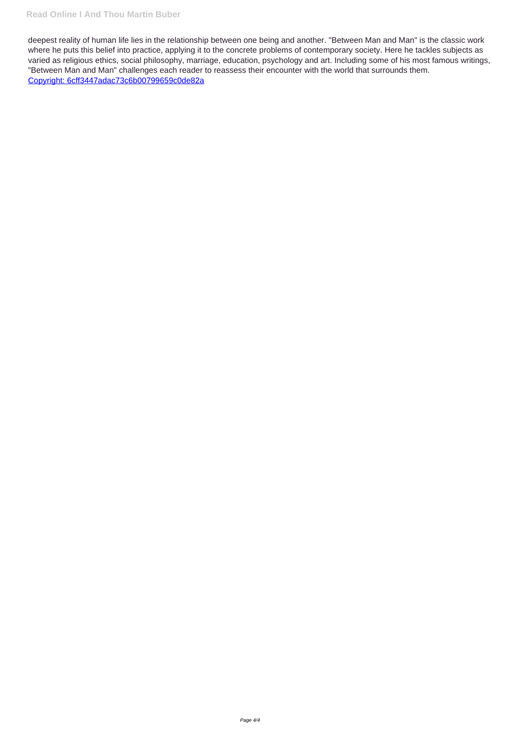deepest reality of human life lies in the relationship between one being and another. "Between Man and Man" is the classic work where he puts this belief into practice, applying it to the concrete problems of contemporary society. Here he tackles subjects as varied as religious ethics, social philosophy, marriage, education, psychology and art. Including some of his most famous writings, "Between Man and Man" challenges each reader to reassess their encounter with the world that surrounds them.

[Copyright: 6cff3447adac73c6b00799659c0de82a]